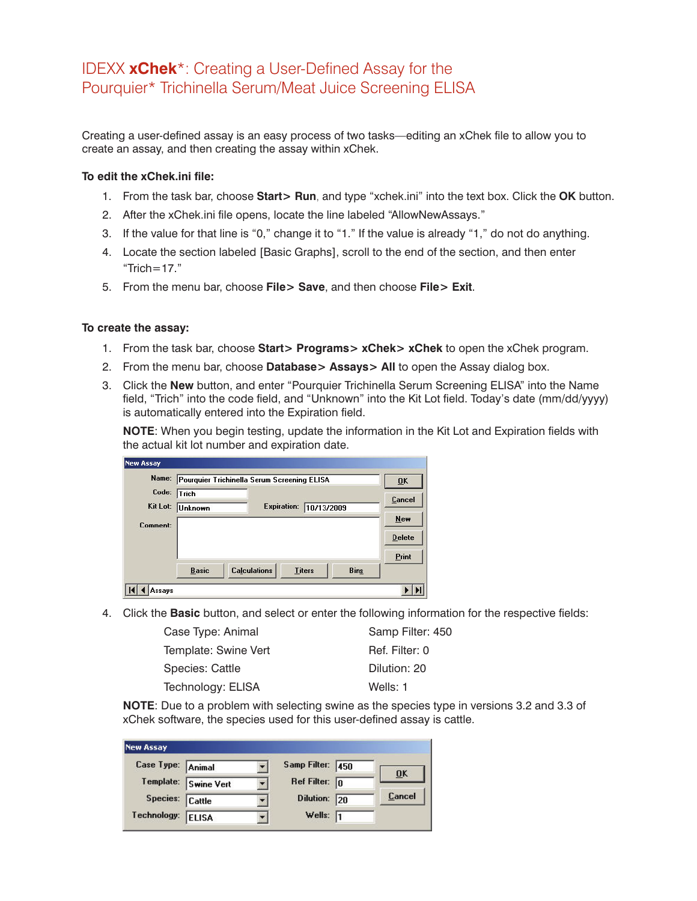# IDEXX **xChek***: Creating a User-Defined Assay for the Pourquier* Trichinella Serum/Meat Juice Screening ELISA

Creating a user-defined assay is an easy process of two tasks—editing an xChek file to allow you to create an assay, and then creating the assay within xChek.

**To edit the xChek.ini file:**

1. From the task bar, choose **Start> Run**, and type "xchek.ini" into the text box. Click the **OK** button.
2. After the xChek.ini file opens, locate the line labeled "AllowNewAssays."
3. If the value for that line is "0," change it to "1." If the value is already "1," do not do anything.
4. Locate the section labeled [Basic Graphs], scroll to the end of the section, and then enter "Trich=17."
5. From the menu bar, choose **File> Save**, and then choose **File> Exit**.

**To create the assay:**

1. From the task bar, choose **Start> Programs> xChek> xChek** to open the xChek program.
2. From the menu bar, choose **Database> Assays> All** to open the Assay dialog box.
3. Click the **New** button, and enter "Pourquier Trichinella Serum Screening ELISA" into the Name field, "Trich" into the code field, and "Unknown" into the Kit Lot field. Today's date (mm/dd/yyyy) is automatically entered into the Expiration field.

   **NOTE**: When you begin testing, update the information in the Kit Lot and Expiration fields with the actual kit lot number and expiration date.

4. Click the **Basic** button, and select or enter the following information for the respective fields:

   | | |
   |---|---|
   | Case Type: Animal | Samp Filter: 450 |
   | Template: Swine Vert | Ref. Filter: 0 |
   | Species: Cattle | Dilution: 20 |
   | Technology: ELISA | Wells: 1 |

   **NOTE**: Due to a problem with selecting swine as the species type in versions 3.2 and 3.3 of xChek software, the species used for this user-defined assay is cattle.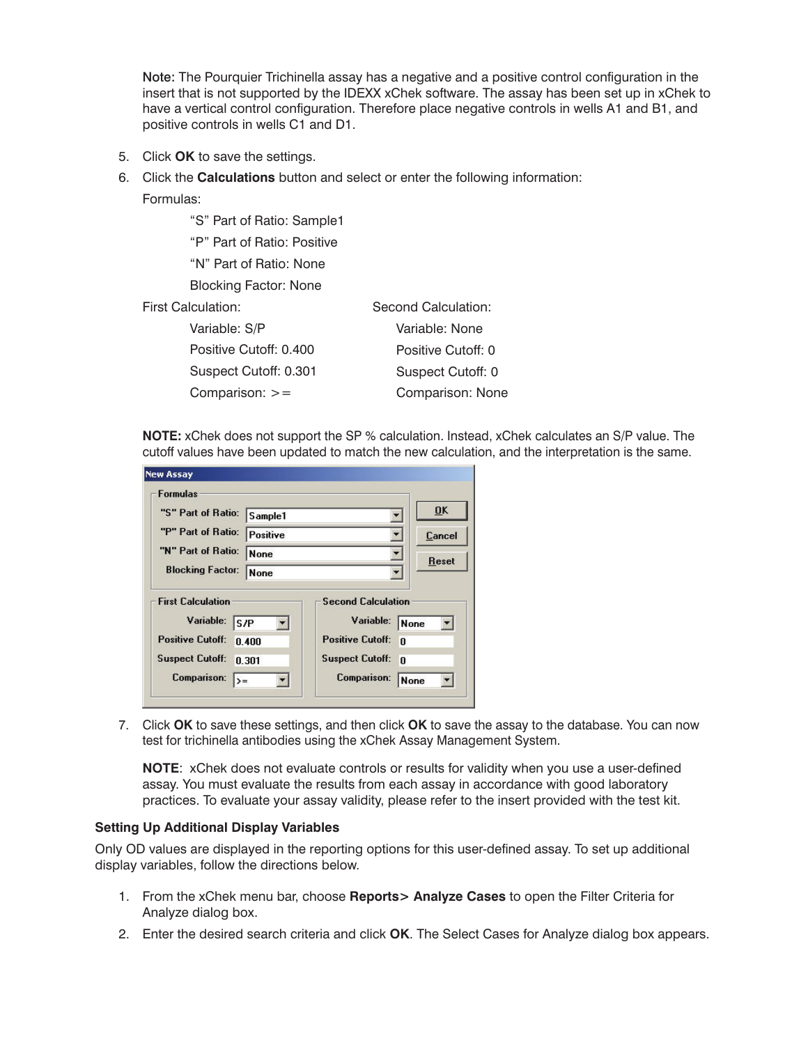**Note:** The Pourquier Trichinella assay has a negative and a positive control configuration in the insert that is not supported by the IDEXX xChek software. The assay has been set up in xChek to have a vertical control configuration. Therefore place negative controls in wells A1 and B1, and positive controls in wells C1 and D1.

5. Click **OK** to save the settings.
6. Click the **Calculations** button and select or enter the following information:

   Formulas:

   - "S" Part of Ratio: Sample1
   - "P" Part of Ratio: Positive
   - "N" Part of Ratio: None
   - Blocking Factor: None

   First Calculation:

   - Variable: S/P
   - Positive Cutoff: 0.400
   - Suspect Cutoff: 0.301
   - Comparison: >=

   Second Calculation:

   - Variable: None
   - Positive Cutoff: 0
   - Suspect Cutoff: 0
   - Comparison: None

   **NOTE:** xChek does not support the SP % calculation. Instead, xChek calculates an S/P value. The cutoff values have been updated to match the new calculation, and the interpretation is the same.

7. Click **OK** to save these settings, and then click **OK** to save the assay to the database. You can now test for trichinella antibodies using the xChek Assay Management System.

   **NOTE**: xChek does not evaluate controls or results for validity when you use a user-defined assay. You must evaluate the results from each assay in accordance with good laboratory practices. To evaluate your assay validity, please refer to the insert provided with the test kit.

**Setting Up Additional Display Variables**

Only OD values are displayed in the reporting options for this user-defined assay. To set up additional display variables, follow the directions below.

1. From the xChek menu bar, choose **Reports> Analyze Cases** to open the Filter Criteria for Analyze dialog box.
2. Enter the desired search criteria and click **OK**. The Select Cases for Analyze dialog box appears.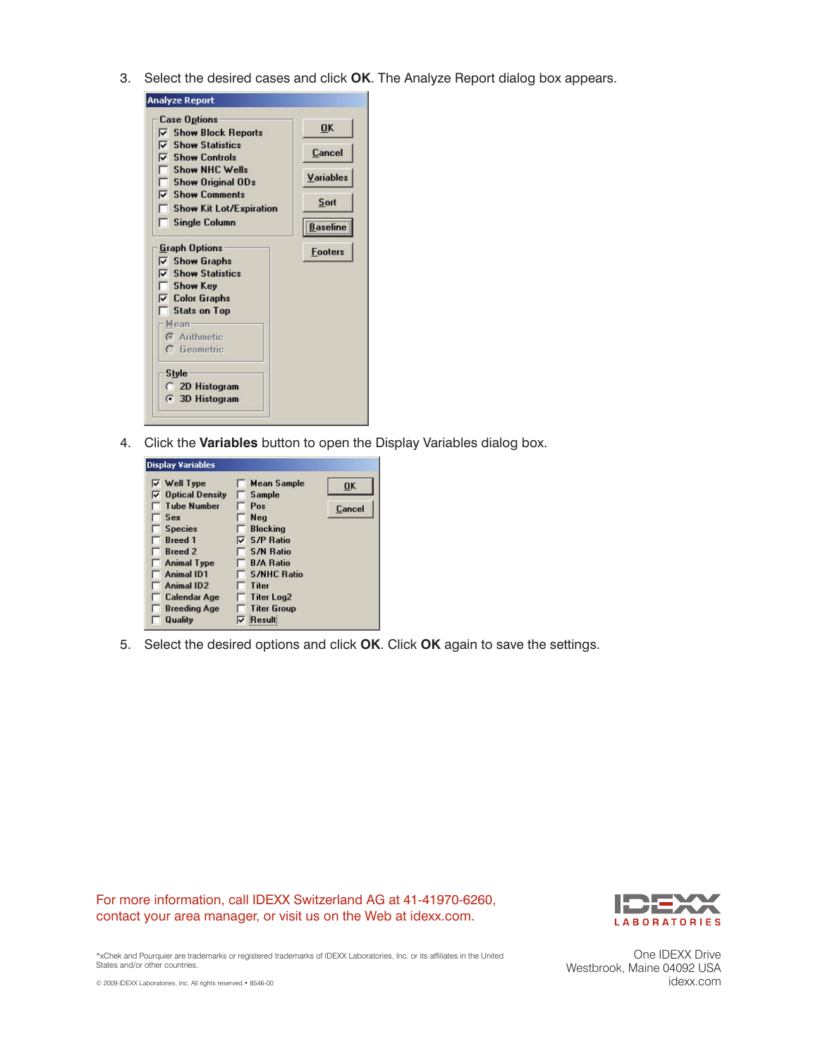3. Select the desired cases and click **OK**. The Analyze Report dialog box appears.

Analyze Report

Case Options
- [x] Show Block Reports
- [x] Show Statistics
- [x] Show Controls
- [ ] Show NHC Wells
- [ ] Show Original ODs
- [x] Show Comments
- [ ] Show Kit Lot/Expiration
- [ ] Single Column

Graph Options
- [x] Show Graphs
- [x] Show Statistics
- [ ] Show Key
- [x] Color Graphs
- [ ] Stats on Top

Mean
- (•) Arithmetic
- ( ) Geometric

Style
- ( ) 2D Histogram
- (•) 3D Histogram

OK | Cancel | Variables | Sort | Baseline | Footers

4. Click the **Variables** button to open the Display Variables dialog box.

Display Variables

- [x] Well Type
- [x] Optical Density
- [ ] Tube Number
- [ ] Sex
- [ ] Species
- [ ] Breed 1
- [ ] Breed 2
- [ ] Animal Type
- [ ] Animal ID1
- [ ] Animal ID2
- [ ] Calendar Age
- [ ] Breeding Age
- [ ] Quality
- [ ] Mean Sample
- [ ] Sample
- [ ] Pos
- [ ] Neg
- [ ] Blocking
- [x] S/P Ratio
- [ ] S/N Ratio
- [ ] B/A Ratio
- [ ] S/NHC Ratio
- [ ] Titer
- [ ] Titer Log2
- [ ] Titer Group
- [x] Result

OK | Cancel

5. Select the desired options and click **OK**. Click **OK** again to save the settings.

For more information, call IDEXX Switzerland AG at 41-41970-6260, contact your area manager, or visit us on the Web at idexx.com.

IDEXX LABORATORIES

*xChek and Pourquier are trademarks or registered trademarks of IDEXX Laboratories, Inc. or its affiliates in the United States and/or other countries.

© 2009 IDEXX Laboratories, Inc. All rights reserved. • 8546-00

One IDEXX Drive
Westbrook, Maine 04092 USA
idexx.com